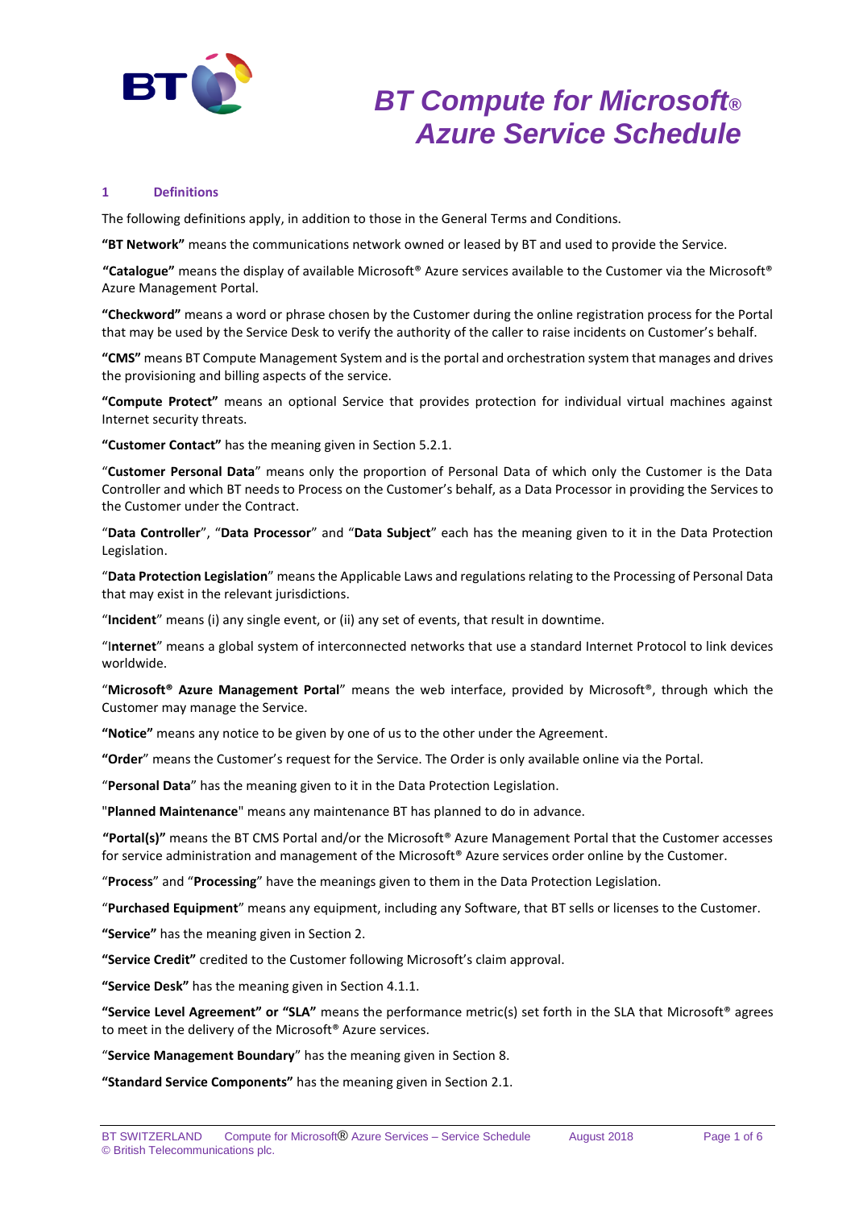# BT Compute for Microsoft® Azure Service Schedule

## 1 Definitions

The following definitions apply, in addition to those in the General Terms and Conditions.

**"BT Network"** means the communications network owned or leased by BT and used to provide the Service.

**"Catalogue"** means the display of available Microsoft® Azure services available to the Customer via the Microsoft® Azure Management Portal.

**"Checkword"** means a word or phrase chosen by the Customer during the online registration process for the Portal that may be used by the Service Desk to verify the authority of the caller to raise incidents on Customer's behalf.

**"CMS"** means BT Compute Management System and is the portal and orchestration system that manages and drives the provisioning and billing aspects of the service.

**"Compute Protect"** means an optional Service that provides protection for individual virtual machines against Internet security threats.

**"Customer Contact"** has the meaning given in Section 5.2.1.

"**Customer Personal Data**" means only the proportion of Personal Data of which only the Customer is the Data Controller and which BT needs to Process on the Customer's behalf, as a Data Processor in providing the Services to the Customer under the Contract.

"**Data Controller**", "**Data Processor**" and "**Data Subject**" each has the meaning given to it in the Data Protection Legislation.

"**Data Protection Legislation**" means the Applicable Laws and regulations relating to the Processing of Personal Data that may exist in the relevant jurisdictions.

"**Incident**" means (i) any single event, or (ii) any set of events, that result in downtime.

"**Internet**" means a global system of interconnected networks that use a standard Internet Protocol to link devices worldwide.

"**Microsoft® Azure Management Portal**" means the web interface, provided by Microsoft®, through which the Customer may manage the Service.

**"Notice"** means any notice to be given by one of us to the other under the Agreement.

**"Order**" means the Customer's request for the Service. The Order is only available online via the Portal.

"**Personal Data**" has the meaning given to it in the Data Protection Legislation.

"**Planned Maintenance**" means any maintenance BT has planned to do in advance.

**"Portal(s)"** means the BT CMS Portal and/or the Microsoft® Azure Management Portal that the Customer accesses for service administration and management of the Microsoft® Azure services order online by the Customer.

"**Process**" and "**Processing**" have the meanings given to them in the Data Protection Legislation.

"**Purchased Equipment**" means any equipment, including any Software, that BT sells or licenses to the Customer.

**"Service"** has the meaning given in Section 2.

**"Service Credit"** credited to the Customer following Microsoft's claim approval.

**"Service Desk"** has the meaning given in Section 4.1.1.

**"Service Level Agreement" or "SLA"** means the performance metric(s) set forth in the SLA that Microsoft® agrees to meet in the delivery of the Microsoft® Azure services.

"**Service Management Boundary**" has the meaning given in Section 8.

**"Standard Service Components"** has the meaning given in Section 2.1.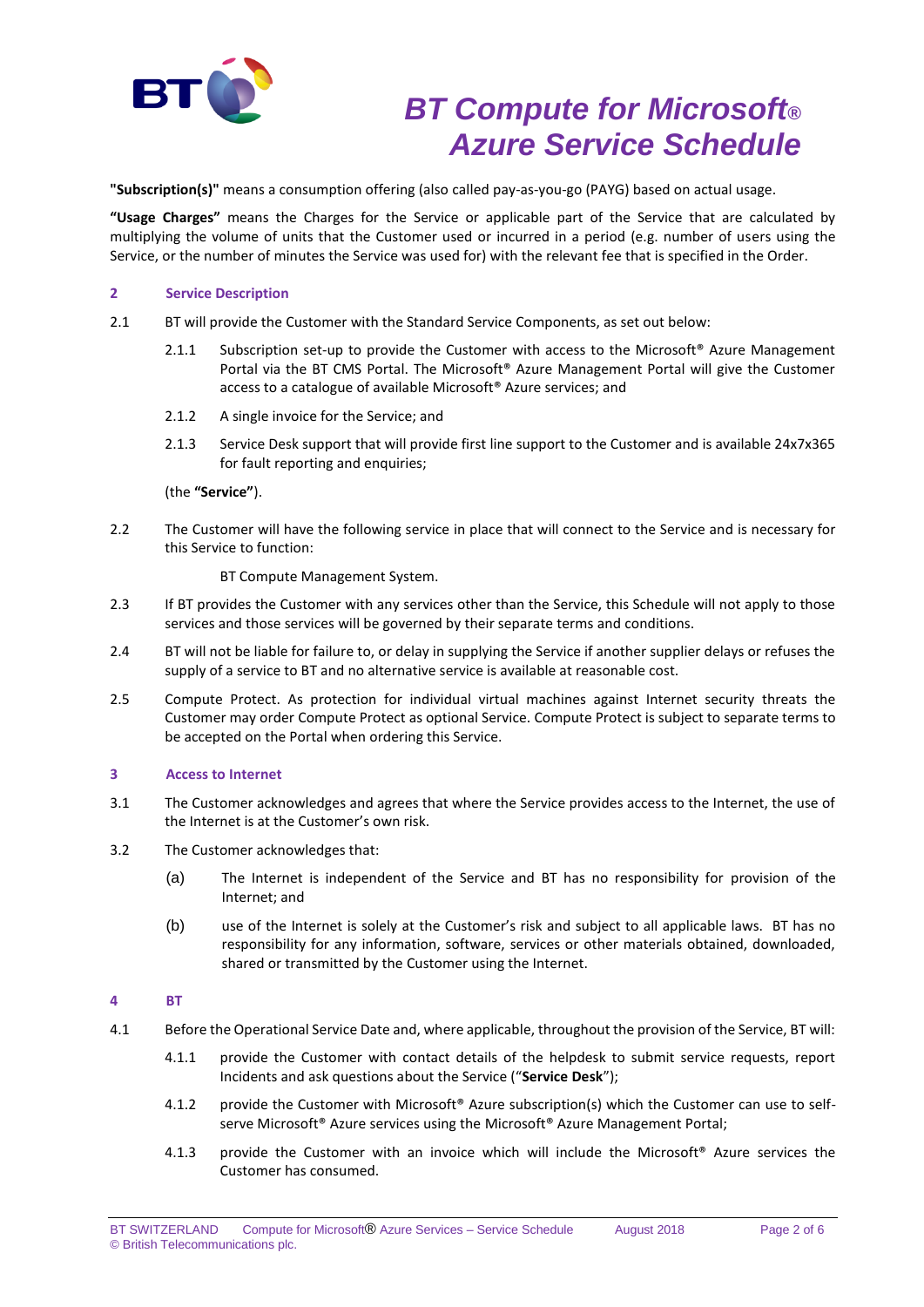**"Subscription(s)"** means a consumption offering (also called pay-as-you-go (PAYG) based on actual usage.

**"Usage Charges"** means the Charges for the Service or applicable part of the Service that are calculated by multiplying the volume of units that the Customer used or incurred in a period (e.g. number of users using the Service, or the number of minutes the Service was used for) with the relevant fee that is specified in the Order.

## 2 Service Description

2.1 BT will provide the Customer with the Standard Service Components, as set out below:

2.1.1 Subscription set-up to provide the Customer with access to the Microsoft® Azure Management Portal via the BT CMS Portal. The Microsoft® Azure Management Portal will give the Customer access to a catalogue of available Microsoft® Azure services; and

2.1.2 A single invoice for the Service; and

2.1.3 Service Desk support that will provide first line support to the Customer and is available 24x7x365 for fault reporting and enquiries;

(the **"Service"**).

2.2 The Customer will have the following service in place that will connect to the Service and is necessary for this Service to function:

BT Compute Management System.

2.3 If BT provides the Customer with any services other than the Service, this Schedule will not apply to those services and those services will be governed by their separate terms and conditions.

2.4 BT will not be liable for failure to, or delay in supplying the Service if another supplier delays or refuses the supply of a service to BT and no alternative service is available at reasonable cost.

2.5 Compute Protect. As protection for individual virtual machines against Internet security threats the Customer may order Compute Protect as optional Service. Compute Protect is subject to separate terms to be accepted on the Portal when ordering this Service.

## 3 Access to Internet

3.1 The Customer acknowledges and agrees that where the Service provides access to the Internet, the use of the Internet is at the Customer's own risk.

3.2 The Customer acknowledges that:

(a) The Internet is independent of the Service and BT has no responsibility for provision of the Internet; and

(b) use of the Internet is solely at the Customer's risk and subject to all applicable laws. BT has no responsibility for any information, software, services or other materials obtained, downloaded, shared or transmitted by the Customer using the Internet.

## 4 BT

4.1 Before the Operational Service Date and, where applicable, throughout the provision of the Service, BT will:

4.1.1 provide the Customer with contact details of the helpdesk to submit service requests, report Incidents and ask questions about the Service ("**Service Desk**");

4.1.2 provide the Customer with Microsoft® Azure subscription(s) which the Customer can use to self-serve Microsoft® Azure services using the Microsoft® Azure Management Portal;

4.1.3 provide the Customer with an invoice which will include the Microsoft® Azure services the Customer has consumed.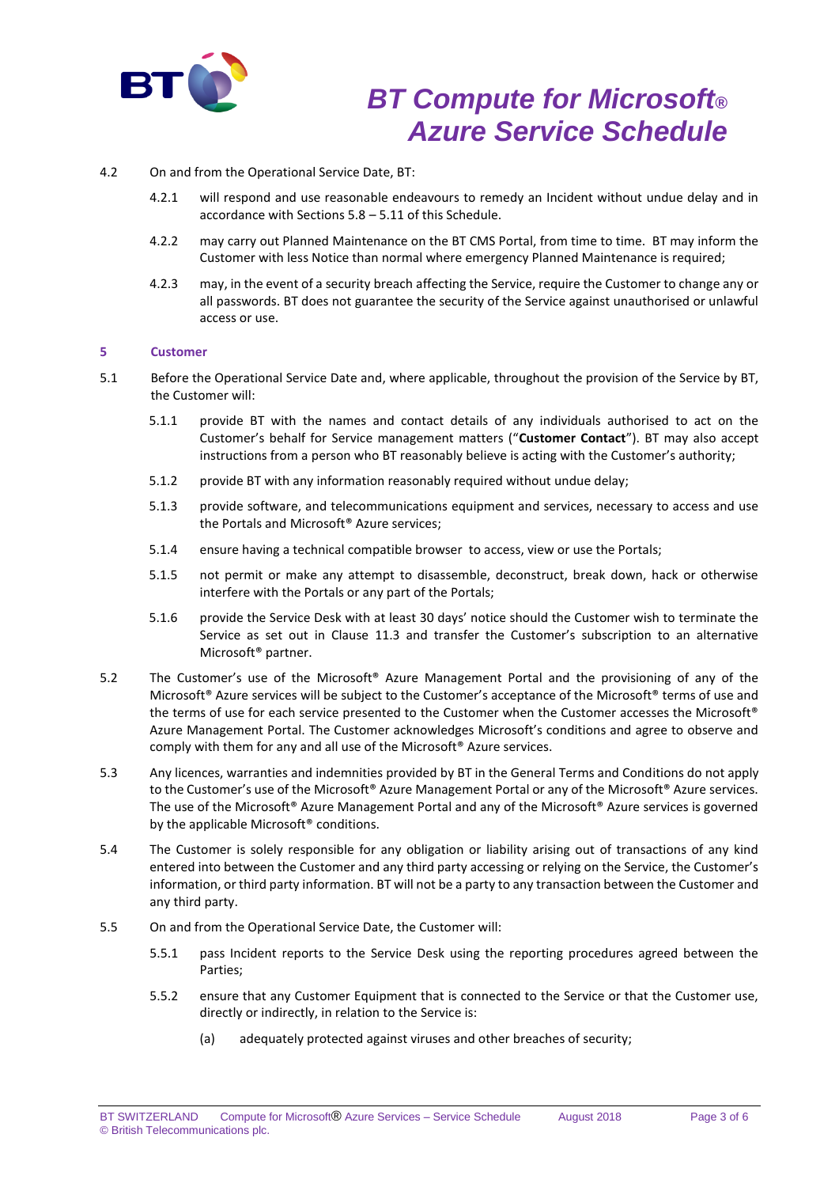4.2 On and from the Operational Service Date, BT:

4.2.1 will respond and use reasonable endeavours to remedy an Incident without undue delay and in accordance with Sections 5.8 – 5.11 of this Schedule.

4.2.2 may carry out Planned Maintenance on the BT CMS Portal, from time to time. BT may inform the Customer with less Notice than normal where emergency Planned Maintenance is required;

4.2.3 may, in the event of a security breach affecting the Service, require the Customer to change any or all passwords. BT does not guarantee the security of the Service against unauthorised or unlawful access or use.

## 5 Customer

5.1 Before the Operational Service Date and, where applicable, throughout the provision of the Service by BT, the Customer will:

5.1.1 provide BT with the names and contact details of any individuals authorised to act on the Customer's behalf for Service management matters ("**Customer Contact**"). BT may also accept instructions from a person who BT reasonably believe is acting with the Customer's authority;

5.1.2 provide BT with any information reasonably required without undue delay;

5.1.3 provide software, and telecommunications equipment and services, necessary to access and use the Portals and Microsoft® Azure services;

5.1.4 ensure having a technical compatible browser to access, view or use the Portals;

5.1.5 not permit or make any attempt to disassemble, deconstruct, break down, hack or otherwise interfere with the Portals or any part of the Portals;

5.1.6 provide the Service Desk with at least 30 days' notice should the Customer wish to terminate the Service as set out in Clause 11.3 and transfer the Customer's subscription to an alternative Microsoft® partner.

5.2 The Customer's use of the Microsoft® Azure Management Portal and the provisioning of any of the Microsoft® Azure services will be subject to the Customer's acceptance of the Microsoft® terms of use and the terms of use for each service presented to the Customer when the Customer accesses the Microsoft® Azure Management Portal. The Customer acknowledges Microsoft's conditions and agree to observe and comply with them for any and all use of the Microsoft® Azure services.

5.3 Any licences, warranties and indemnities provided by BT in the General Terms and Conditions do not apply to the Customer's use of the Microsoft® Azure Management Portal or any of the Microsoft® Azure services. The use of the Microsoft® Azure Management Portal and any of the Microsoft® Azure services is governed by the applicable Microsoft® conditions.

5.4 The Customer is solely responsible for any obligation or liability arising out of transactions of any kind entered into between the Customer and any third party accessing or relying on the Service, the Customer's information, or third party information. BT will not be a party to any transaction between the Customer and any third party.

5.5 On and from the Operational Service Date, the Customer will:

5.5.1 pass Incident reports to the Service Desk using the reporting procedures agreed between the Parties;

5.5.2 ensure that any Customer Equipment that is connected to the Service or that the Customer use, directly or indirectly, in relation to the Service is:

(a) adequately protected against viruses and other breaches of security;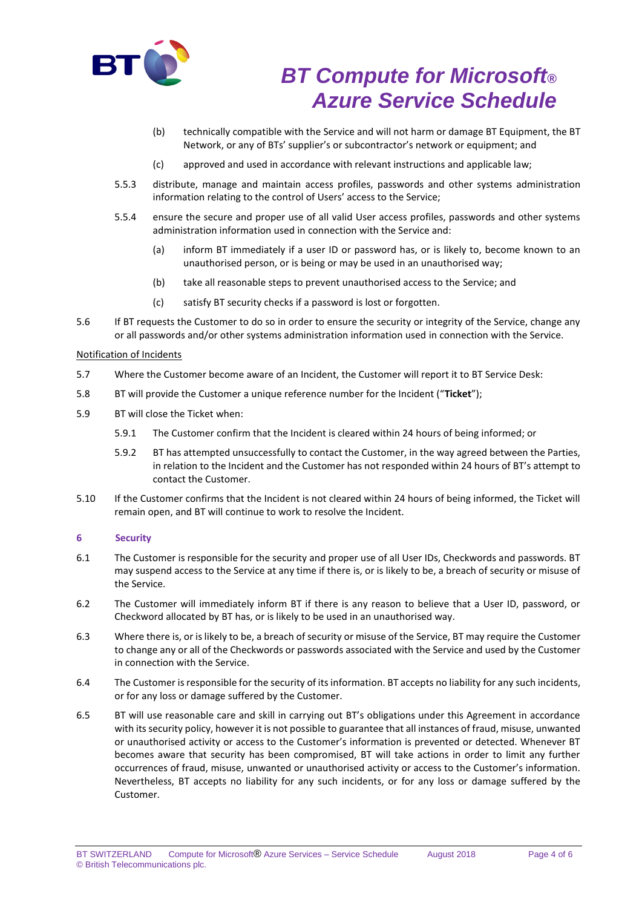(b) technically compatible with the Service and will not harm or damage BT Equipment, the BT Network, or any of BTs' supplier's or subcontractor's network or equipment; and

(c) approved and used in accordance with relevant instructions and applicable law;

5.5.3 distribute, manage and maintain access profiles, passwords and other systems administration information relating to the control of Users' access to the Service;

5.5.4 ensure the secure and proper use of all valid User access profiles, passwords and other systems administration information used in connection with the Service and:

(a) inform BT immediately if a user ID or password has, or is likely to, become known to an unauthorised person, or is being or may be used in an unauthorised way;

(b) take all reasonable steps to prevent unauthorised access to the Service; and

(c) satisfy BT security checks if a password is lost or forgotten.

5.6 If BT requests the Customer to do so in order to ensure the security or integrity of the Service, change any or all passwords and/or other systems administration information used in connection with the Service.

Notification of Incidents

5.7 Where the Customer become aware of an Incident, the Customer will report it to BT Service Desk:

5.8 BT will provide the Customer a unique reference number for the Incident ("**Ticket**");

5.9 BT will close the Ticket when:

5.9.1 The Customer confirm that the Incident is cleared within 24 hours of being informed; or

5.9.2 BT has attempted unsuccessfully to contact the Customer, in the way agreed between the Parties, in relation to the Incident and the Customer has not responded within 24 hours of BT's attempt to contact the Customer.

5.10 If the Customer confirms that the Incident is not cleared within 24 hours of being informed, the Ticket will remain open, and BT will continue to work to resolve the Incident.

## 6 Security

6.1 The Customer is responsible for the security and proper use of all User IDs, Checkwords and passwords. BT may suspend access to the Service at any time if there is, or is likely to be, a breach of security or misuse of the Service.

6.2 The Customer will immediately inform BT if there is any reason to believe that a User ID, password, or Checkword allocated by BT has, or is likely to be used in an unauthorised way.

6.3 Where there is, or is likely to be, a breach of security or misuse of the Service, BT may require the Customer to change any or all of the Checkwords or passwords associated with the Service and used by the Customer in connection with the Service.

6.4 The Customer is responsible for the security of its information. BT accepts no liability for any such incidents, or for any loss or damage suffered by the Customer.

6.5 BT will use reasonable care and skill in carrying out BT's obligations under this Agreement in accordance with its security policy, however it is not possible to guarantee that all instances of fraud, misuse, unwanted or unauthorised activity or access to the Customer's information is prevented or detected. Whenever BT becomes aware that security has been compromised, BT will take actions in order to limit any further occurrences of fraud, misuse, unwanted or unauthorised activity or access to the Customer's information. Nevertheless, BT accepts no liability for any such incidents, or for any loss or damage suffered by the Customer.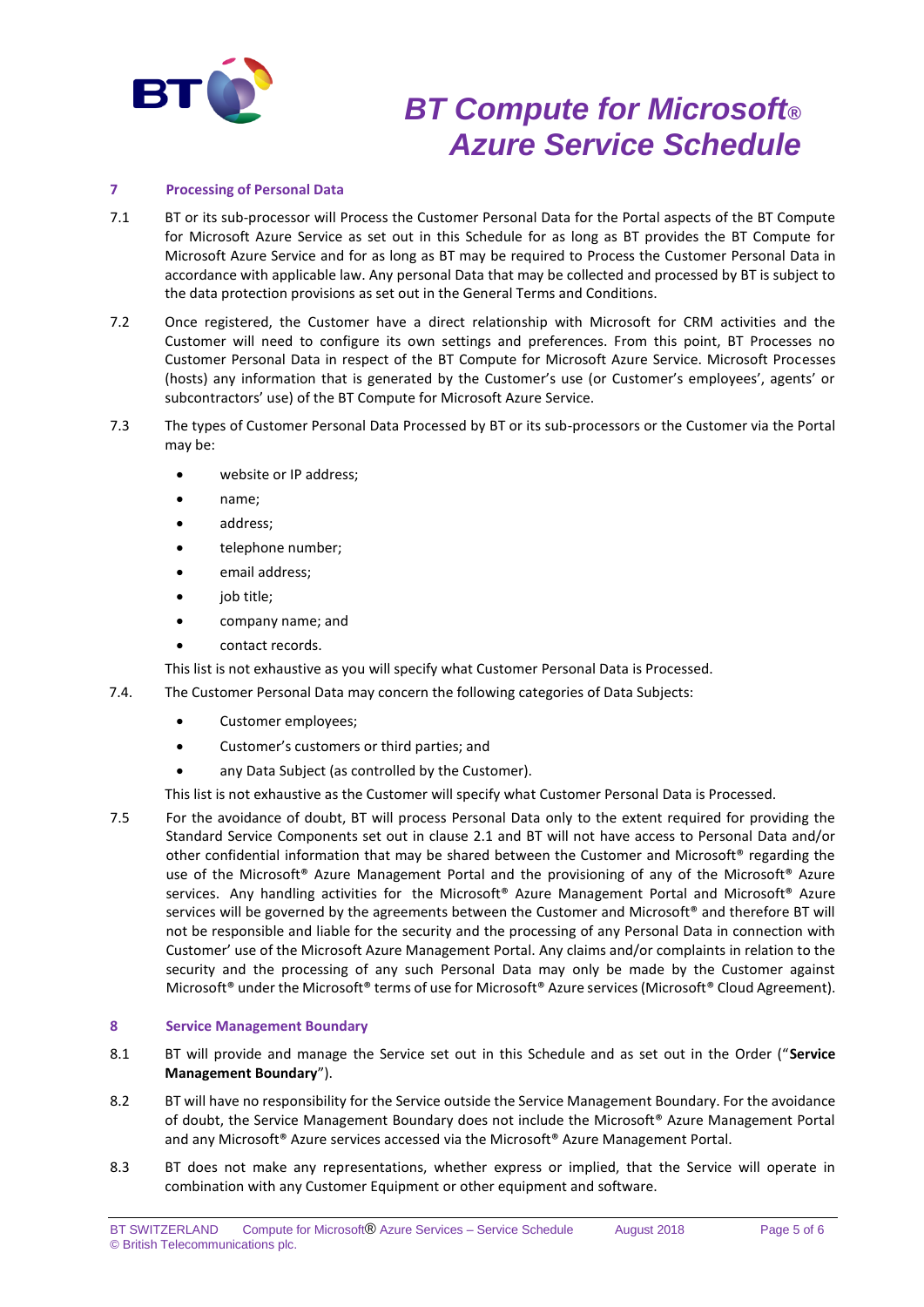## 7 Processing of Personal Data

7.1 BT or its sub-processor will Process the Customer Personal Data for the Portal aspects of the BT Compute for Microsoft Azure Service as set out in this Schedule for as long as BT provides the BT Compute for Microsoft Azure Service and for as long as BT may be required to Process the Customer Personal Data in accordance with applicable law. Any personal Data that may be collected and processed by BT is subject to the data protection provisions as set out in the General Terms and Conditions.

7.2 Once registered, the Customer have a direct relationship with Microsoft for CRM activities and the Customer will need to configure its own settings and preferences. From this point, BT Processes no Customer Personal Data in respect of the BT Compute for Microsoft Azure Service. Microsoft Processes (hosts) any information that is generated by the Customer's use (or Customer's employees', agents' or subcontractors' use) of the BT Compute for Microsoft Azure Service.

7.3 The types of Customer Personal Data Processed by BT or its sub-processors or the Customer via the Portal may be:

- website or IP address;
- name;
- address;
- telephone number;
- email address;
- job title;
- company name; and
- contact records.

This list is not exhaustive as you will specify what Customer Personal Data is Processed.

7.4. The Customer Personal Data may concern the following categories of Data Subjects:

- Customer employees;
- Customer's customers or third parties; and
- any Data Subject (as controlled by the Customer).

This list is not exhaustive as the Customer will specify what Customer Personal Data is Processed.

7.5 For the avoidance of doubt, BT will process Personal Data only to the extent required for providing the Standard Service Components set out in clause 2.1 and BT will not have access to Personal Data and/or other confidential information that may be shared between the Customer and Microsoft® regarding the use of the Microsoft® Azure Management Portal and the provisioning of any of the Microsoft® Azure services. Any handling activities for the Microsoft® Azure Management Portal and Microsoft® Azure services will be governed by the agreements between the Customer and Microsoft® and therefore BT will not be responsible and liable for the security and the processing of any Personal Data in connection with Customer' use of the Microsoft Azure Management Portal. Any claims and/or complaints in relation to the security and the processing of any such Personal Data may only be made by the Customer against Microsoft® under the Microsoft® terms of use for Microsoft® Azure services (Microsoft® Cloud Agreement).

## 8 Service Management Boundary

8.1 BT will provide and manage the Service set out in this Schedule and as set out in the Order ("**Service Management Boundary**").

8.2 BT will have no responsibility for the Service outside the Service Management Boundary. For the avoidance of doubt, the Service Management Boundary does not include the Microsoft® Azure Management Portal and any Microsoft® Azure services accessed via the Microsoft® Azure Management Portal.

8.3 BT does not make any representations, whether express or implied, that the Service will operate in combination with any Customer Equipment or other equipment and software.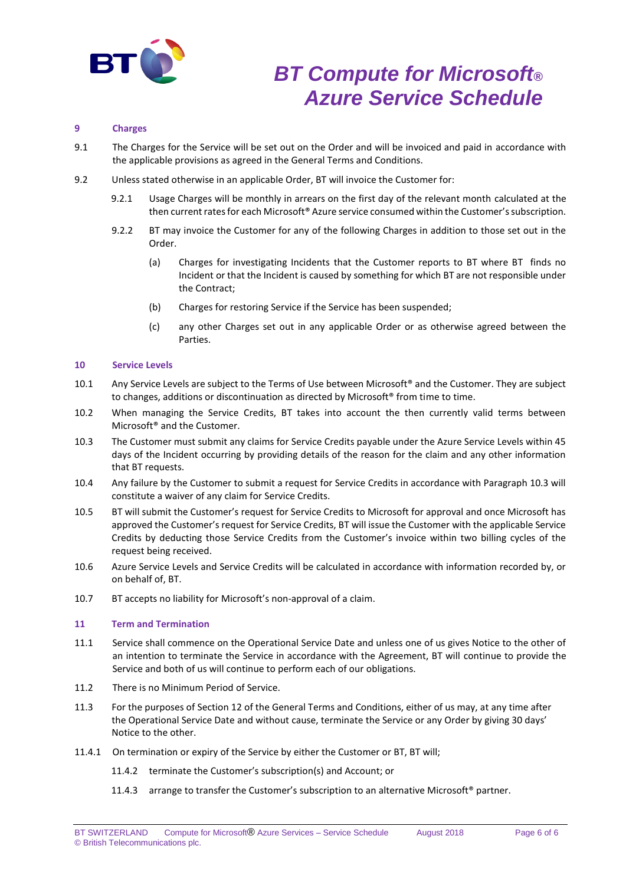## 9 Charges

9.1 The Charges for the Service will be set out on the Order and will be invoiced and paid in accordance with the applicable provisions as agreed in the General Terms and Conditions.

9.2 Unless stated otherwise in an applicable Order, BT will invoice the Customer for:

9.2.1 Usage Charges will be monthly in arrears on the first day of the relevant month calculated at the then current rates for each Microsoft® Azure service consumed within the Customer's subscription.

9.2.2 BT may invoice the Customer for any of the following Charges in addition to those set out in the Order.

(a) Charges for investigating Incidents that the Customer reports to BT where BT finds no Incident or that the Incident is caused by something for which BT are not responsible under the Contract;

(b) Charges for restoring Service if the Service has been suspended;

(c) any other Charges set out in any applicable Order or as otherwise agreed between the Parties.

## 10 Service Levels

10.1 Any Service Levels are subject to the Terms of Use between Microsoft® and the Customer. They are subject to changes, additions or discontinuation as directed by Microsoft® from time to time.

10.2 When managing the Service Credits, BT takes into account the then currently valid terms between Microsoft® and the Customer.

10.3 The Customer must submit any claims for Service Credits payable under the Azure Service Levels within 45 days of the Incident occurring by providing details of the reason for the claim and any other information that BT requests.

10.4 Any failure by the Customer to submit a request for Service Credits in accordance with Paragraph 10.3 will constitute a waiver of any claim for Service Credits.

10.5 BT will submit the Customer's request for Service Credits to Microsoft for approval and once Microsoft has approved the Customer's request for Service Credits, BT will issue the Customer with the applicable Service Credits by deducting those Service Credits from the Customer's invoice within two billing cycles of the request being received.

10.6 Azure Service Levels and Service Credits will be calculated in accordance with information recorded by, or on behalf of, BT.

10.7 BT accepts no liability for Microsoft's non-approval of a claim.

## 11 Term and Termination

11.1 Service shall commence on the Operational Service Date and unless one of us gives Notice to the other of an intention to terminate the Service in accordance with the Agreement, BT will continue to provide the Service and both of us will continue to perform each of our obligations.

11.2 There is no Minimum Period of Service.

11.3 For the purposes of Section 12 of the General Terms and Conditions, either of us may, at any time after the Operational Service Date and without cause, terminate the Service or any Order by giving 30 days' Notice to the other.

11.4.1 On termination or expiry of the Service by either the Customer or BT, BT will;

11.4.2 terminate the Customer's subscription(s) and Account; or

11.4.3 arrange to transfer the Customer's subscription to an alternative Microsoft® partner.